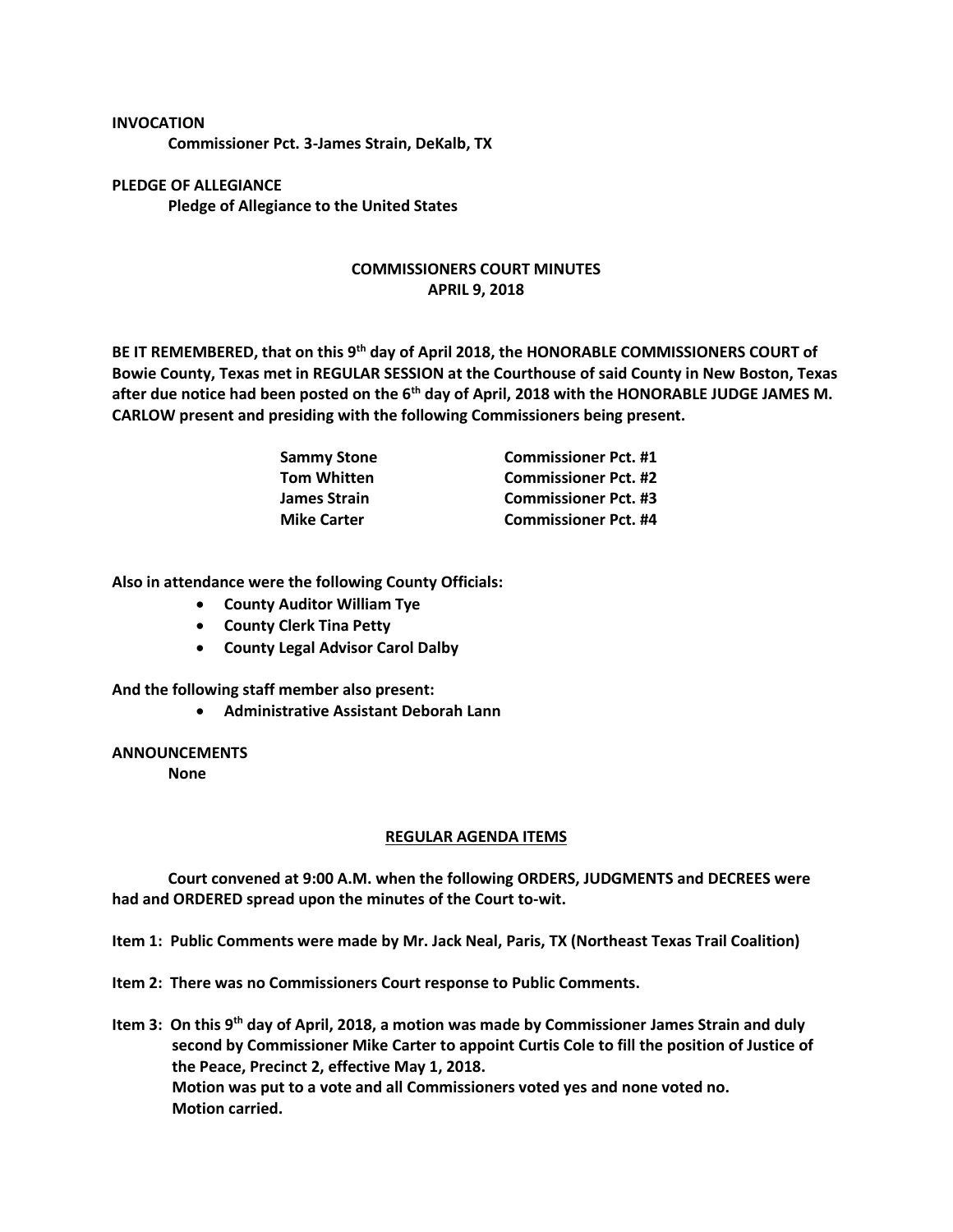**INVOCATION**

**Commissioner Pct. 3-James Strain, DeKalb, TX**

**PLEDGE OF ALLEGIANCE**

**Pledge of Allegiance to the United States**

**COMMISSIONERS COURT MINUTES**
**APRIL 9, 2018**

**BE IT REMEMBERED, that on this 9th day of April 2018, the HONORABLE COMMISSIONERS COURT of Bowie County, Texas met in REGULAR SESSION at the Courthouse of said County in New Boston, Texas after due notice had been posted on the 6th day of April, 2018 with the HONORABLE JUDGE JAMES M. CARLOW present and presiding with the following Commissioners being present.**

| | |
|---|---|
| **Sammy Stone** | **Commissioner Pct. #1** |
| **Tom Whitten** | **Commissioner Pct. #2** |
| **James Strain** | **Commissioner Pct. #3** |
| **Mike Carter** | **Commissioner Pct. #4** |

**Also in attendance were the following County Officials:**

- **County Auditor William Tye**
- **County Clerk Tina Petty**
- **County Legal Advisor Carol Dalby**

**And the following staff member also present:**

- **Administrative Assistant Deborah Lann**

**ANNOUNCEMENTS**

**None**

**REGULAR AGENDA ITEMS**

**Court convened at 9:00 A.M. when the following ORDERS, JUDGMENTS and DECREES were had and ORDERED spread upon the minutes of the Court to-wit.**

**Item 1: Public Comments were made by Mr. Jack Neal, Paris, TX (Northeast Texas Trail Coalition)**

**Item 2: There was no Commissioners Court response to Public Comments.**

**Item 3: On this 9th day of April, 2018, a motion was made by Commissioner James Strain and duly second by Commissioner Mike Carter to appoint Curtis Cole to fill the position of Justice of the Peace, Precinct 2, effective May 1, 2018.**
**Motion was put to a vote and all Commissioners voted yes and none voted no.**
**Motion carried.**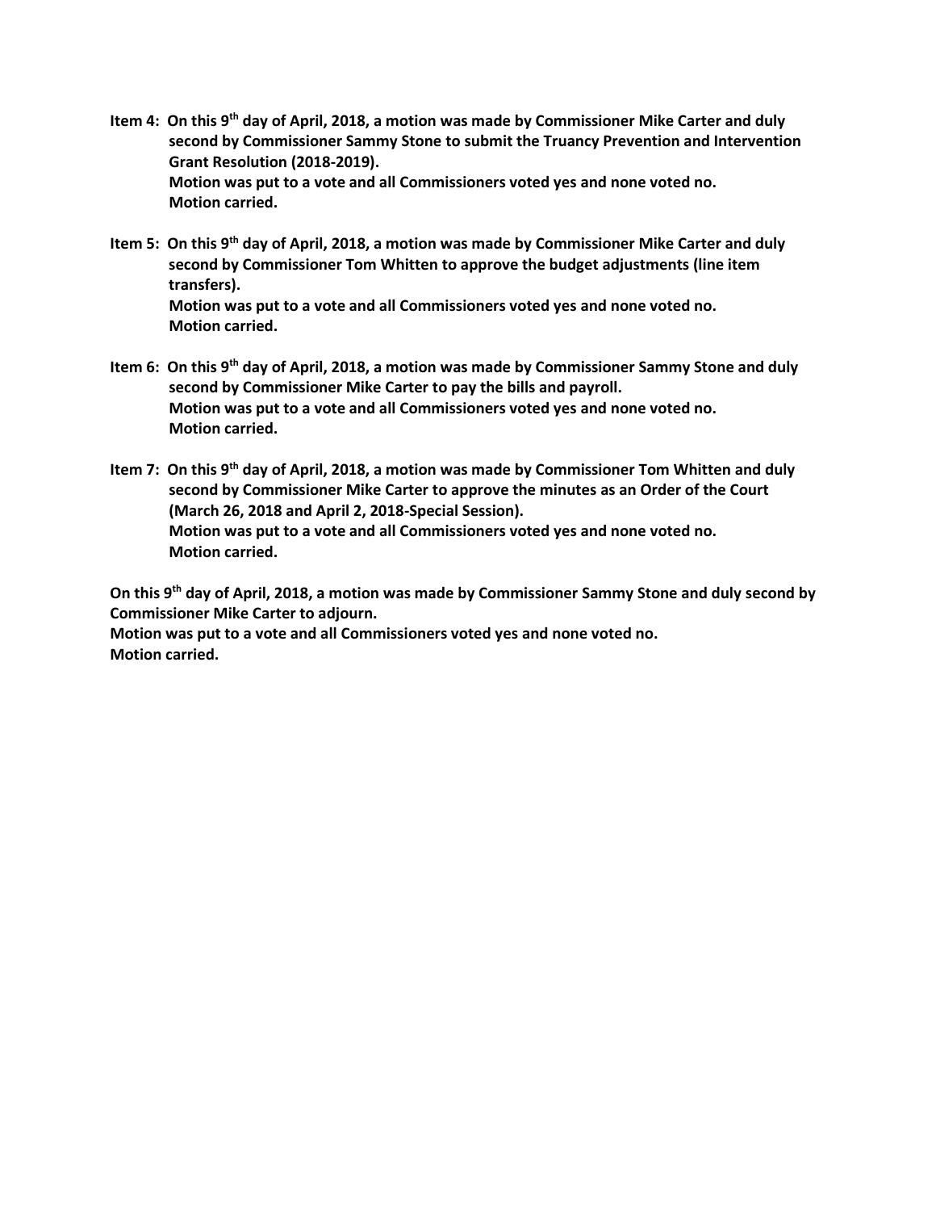**Item 4: On this 9th day of April, 2018, a motion was made by Commissioner Mike Carter and duly second by Commissioner Sammy Stone to submit the Truancy Prevention and Intervention Grant Resolution (2018-2019).**
**Motion was put to a vote and all Commissioners voted yes and none voted no.**
**Motion carried.**

**Item 5: On this 9th day of April, 2018, a motion was made by Commissioner Mike Carter and duly second by Commissioner Tom Whitten to approve the budget adjustments (line item transfers).**
**Motion was put to a vote and all Commissioners voted yes and none voted no.**
**Motion carried.**

**Item 6: On this 9th day of April, 2018, a motion was made by Commissioner Sammy Stone and duly second by Commissioner Mike Carter to pay the bills and payroll.**
**Motion was put to a vote and all Commissioners voted yes and none voted no.**
**Motion carried.**

**Item 7: On this 9th day of April, 2018, a motion was made by Commissioner Tom Whitten and duly second by Commissioner Mike Carter to approve the minutes as an Order of the Court (March 26, 2018 and April 2, 2018-Special Session).**
**Motion was put to a vote and all Commissioners voted yes and none voted no.**
**Motion carried.**

**On this 9th day of April, 2018, a motion was made by Commissioner Sammy Stone and duly second by Commissioner Mike Carter to adjourn.**
**Motion was put to a vote and all Commissioners voted yes and none voted no.**
**Motion carried.**